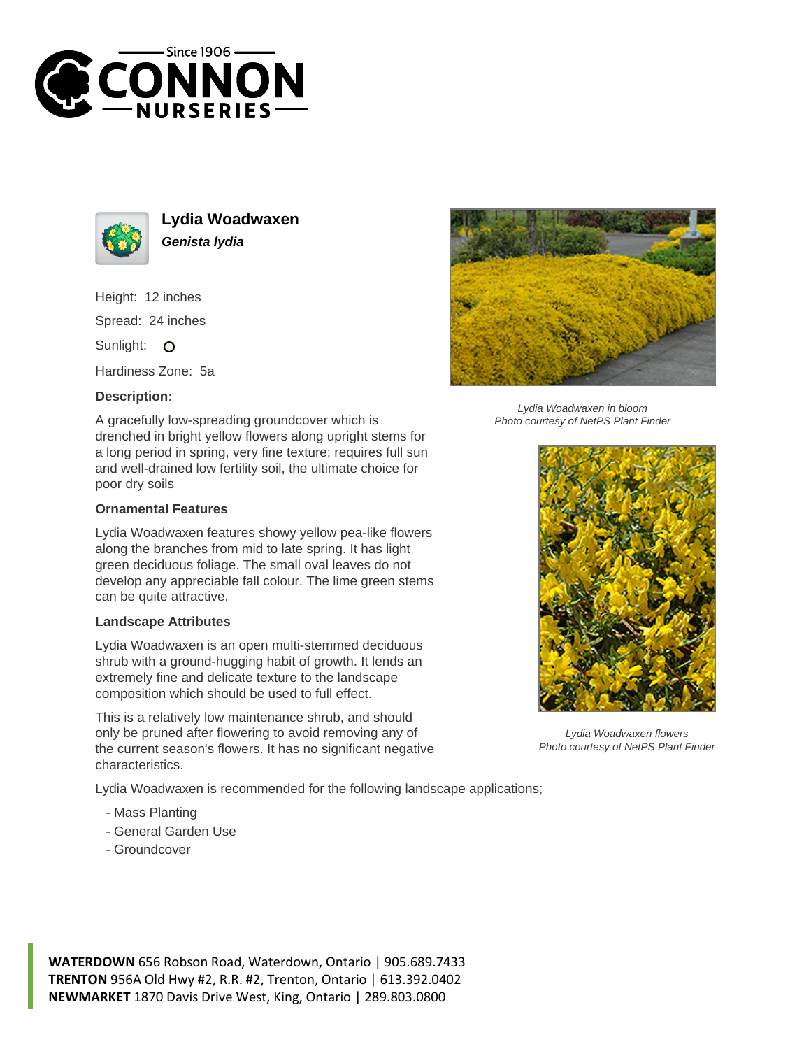# Lydia Woadwaxen

***Genista lydia***

Height: 12 inches

Spread: 24 inches

Sunlight: O

Hardiness Zone: 5a

## Description:

A gracefully low-spreading groundcover which is drenched in bright yellow flowers along upright stems for a long period in spring, very fine texture; requires full sun and well-drained low fertility soil, the ultimate choice for poor dry soils

### Ornamental Features

Lydia Woadwaxen features showy yellow pea-like flowers along the branches from mid to late spring. It has light green deciduous foliage. The small oval leaves do not develop any appreciable fall colour. The lime green stems can be quite attractive.

### Landscape Attributes

Lydia Woadwaxen is an open multi-stemmed deciduous shrub with a ground-hugging habit of growth. It lends an extremely fine and delicate texture to the landscape composition which should be used to full effect.

This is a relatively low maintenance shrub, and should only be pruned after flowering to avoid removing any of the current season's flowers. It has no significant negative characteristics.

Lydia Woadwaxen is recommended for the following landscape applications;

- Mass Planting
- General Garden Use
- Groundcover

*Lydia Woadwaxen in bloom*
*Photo courtesy of NetPS Plant Finder*

*Lydia Woadwaxen flowers*
*Photo courtesy of NetPS Plant Finder*

**WATERDOWN** 656 Robson Road, Waterdown, Ontario | 905.689.7433
**TRENTON** 956A Old Hwy #2, R.R. #2, Trenton, Ontario | 613.392.0402
**NEWMARKET** 1870 Davis Drive West, King, Ontario | 289.803.0800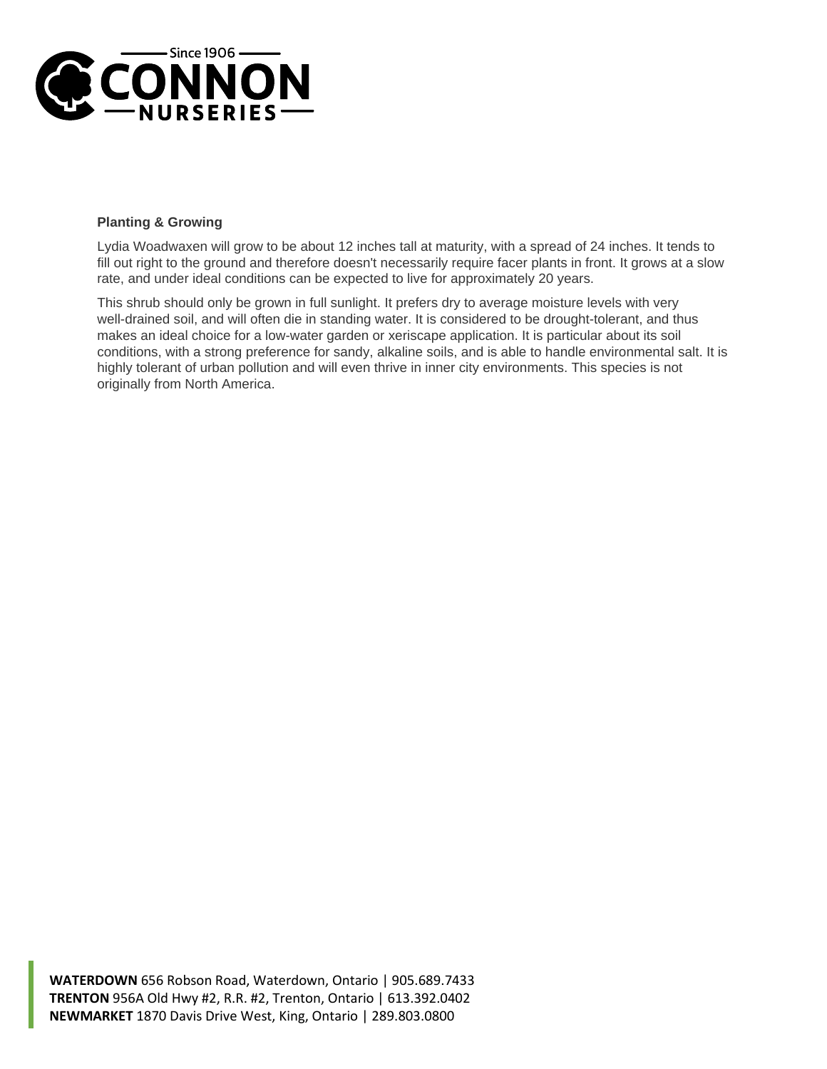### Planting & Growing

Lydia Woadwaxen will grow to be about 12 inches tall at maturity, with a spread of 24 inches. It tends to fill out right to the ground and therefore doesn't necessarily require facer plants in front. It grows at a slow rate, and under ideal conditions can be expected to live for approximately 20 years.

This shrub should only be grown in full sunlight. It prefers dry to average moisture levels with very well-drained soil, and will often die in standing water. It is considered to be drought-tolerant, and thus makes an ideal choice for a low-water garden or xeriscape application. It is particular about its soil conditions, with a strong preference for sandy, alkaline soils, and is able to handle environmental salt. It is highly tolerant of urban pollution and will even thrive in inner city environments. This species is not originally from North America.